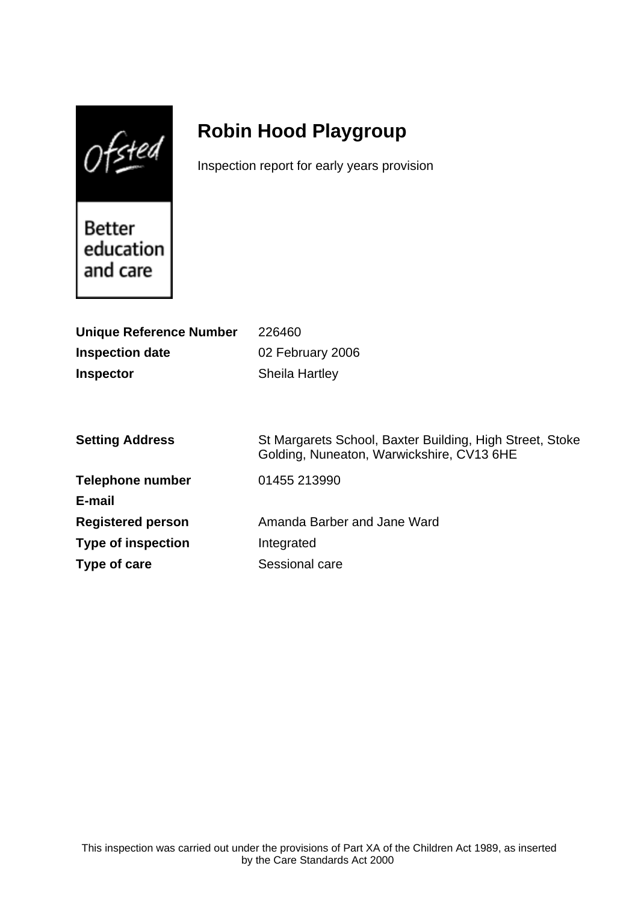# Robin Hood Playgroup

Inspection report for early years provision

| | |
|---|---|
| **Unique Reference Number** | 226460 |
| **Inspection date** | 02 February 2006 |
| **Inspector** | Sheila Hartley |
| | |
| **Setting Address** | St Margarets School, Baxter Building, High Street, Stoke Golding, Nuneaton, Warwickshire, CV13 6HE |
| **Telephone number** | 01455 213990 |
| **E-mail** | |
| **Registered person** | Amanda Barber and Jane Ward |
| **Type of inspection** | Integrated |
| **Type of care** | Sessional care |

This inspection was carried out under the provisions of Part XA of the Children Act 1989, as inserted by the Care Standards Act 2000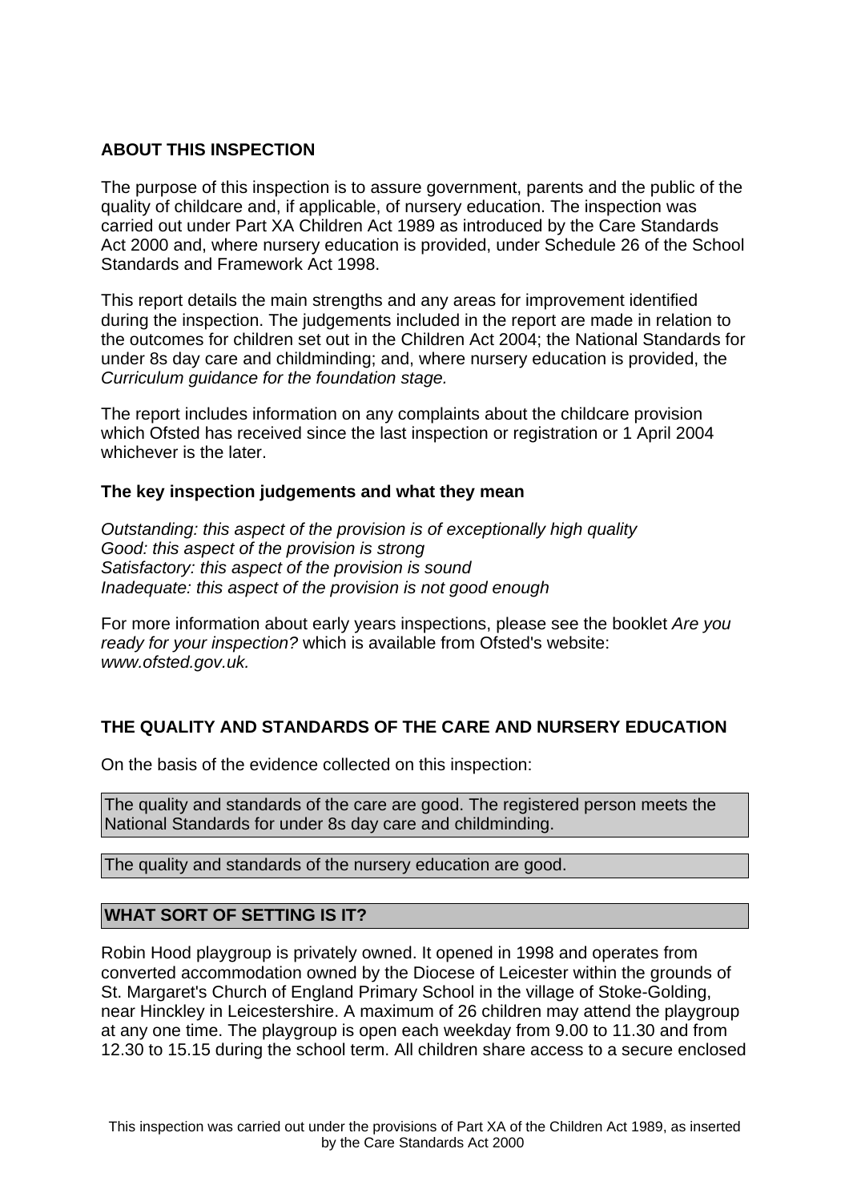## ABOUT THIS INSPECTION

The purpose of this inspection is to assure government, parents and the public of the quality of childcare and, if applicable, of nursery education. The inspection was carried out under Part XA Children Act 1989 as introduced by the Care Standards Act 2000 and, where nursery education is provided, under Schedule 26 of the School Standards and Framework Act 1998.

This report details the main strengths and any areas for improvement identified during the inspection. The judgements included in the report are made in relation to the outcomes for children set out in the Children Act 2004; the National Standards for under 8s day care and childminding; and, where nursery education is provided, the *Curriculum guidance for the foundation stage.*

The report includes information on any complaints about the childcare provision which Ofsted has received since the last inspection or registration or 1 April 2004 whichever is the later.

### The key inspection judgements and what they mean

*Outstanding: this aspect of the provision is of exceptionally high quality*
*Good: this aspect of the provision is strong*
*Satisfactory: this aspect of the provision is sound*
*Inadequate: this aspect of the provision is not good enough*

For more information about early years inspections, please see the booklet *Are you ready for your inspection?* which is available from Ofsted's website: *www.ofsted.gov.uk.*

## THE QUALITY AND STANDARDS OF THE CARE AND NURSERY EDUCATION

On the basis of the evidence collected on this inspection:

The quality and standards of the care are good. The registered person meets the National Standards for under 8s day care and childminding.

The quality and standards of the nursery education are good.

## WHAT SORT OF SETTING IS IT?

Robin Hood playgroup is privately owned. It opened in 1998 and operates from converted accommodation owned by the Diocese of Leicester within the grounds of St. Margaret's Church of England Primary School in the village of Stoke-Golding, near Hinckley in Leicestershire. A maximum of 26 children may attend the playgroup at any one time. The playgroup is open each weekday from 9.00 to 11.30 and from 12.30 to 15.15 during the school term. All children share access to a secure enclosed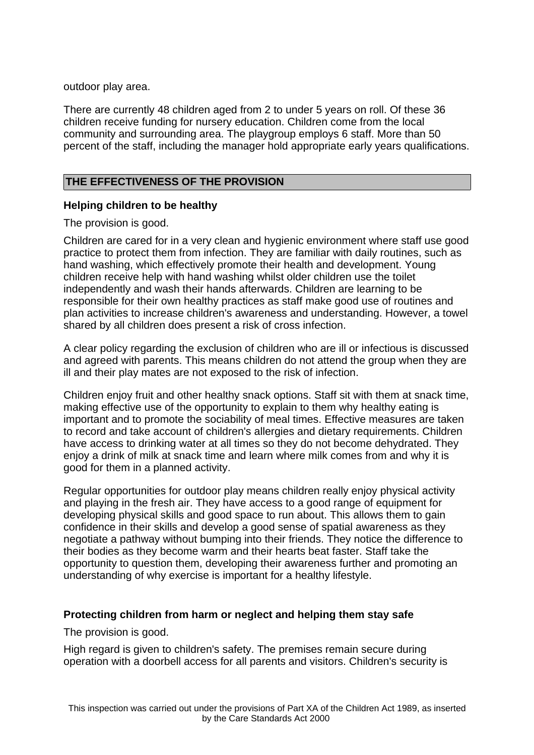outdoor play area.

There are currently 48 children aged from 2 to under 5 years on roll. Of these 36 children receive funding for nursery education. Children come from the local community and surrounding area. The playgroup employs 6 staff. More than 50 percent of the staff, including the manager hold appropriate early years qualifications.

## THE EFFECTIVENESS OF THE PROVISION

### Helping children to be healthy

The provision is good.

Children are cared for in a very clean and hygienic environment where staff use good practice to protect them from infection. They are familiar with daily routines, such as hand washing, which effectively promote their health and development. Young children receive help with hand washing whilst older children use the toilet independently and wash their hands afterwards. Children are learning to be responsible for their own healthy practices as staff make good use of routines and plan activities to increase children's awareness and understanding. However, a towel shared by all children does present a risk of cross infection.

A clear policy regarding the exclusion of children who are ill or infectious is discussed and agreed with parents. This means children do not attend the group when they are ill and their play mates are not exposed to the risk of infection.

Children enjoy fruit and other healthy snack options. Staff sit with them at snack time, making effective use of the opportunity to explain to them why healthy eating is important and to promote the sociability of meal times. Effective measures are taken to record and take account of children's allergies and dietary requirements. Children have access to drinking water at all times so they do not become dehydrated. They enjoy a drink of milk at snack time and learn where milk comes from and why it is good for them in a planned activity.

Regular opportunities for outdoor play means children really enjoy physical activity and playing in the fresh air. They have access to a good range of equipment for developing physical skills and good space to run about. This allows them to gain confidence in their skills and develop a good sense of spatial awareness as they negotiate a pathway without bumping into their friends. They notice the difference to their bodies as they become warm and their hearts beat faster. Staff take the opportunity to question them, developing their awareness further and promoting an understanding of why exercise is important for a healthy lifestyle.

### Protecting children from harm or neglect and helping them stay safe

The provision is good.

High regard is given to children's safety. The premises remain secure during operation with a doorbell access for all parents and visitors. Children's security is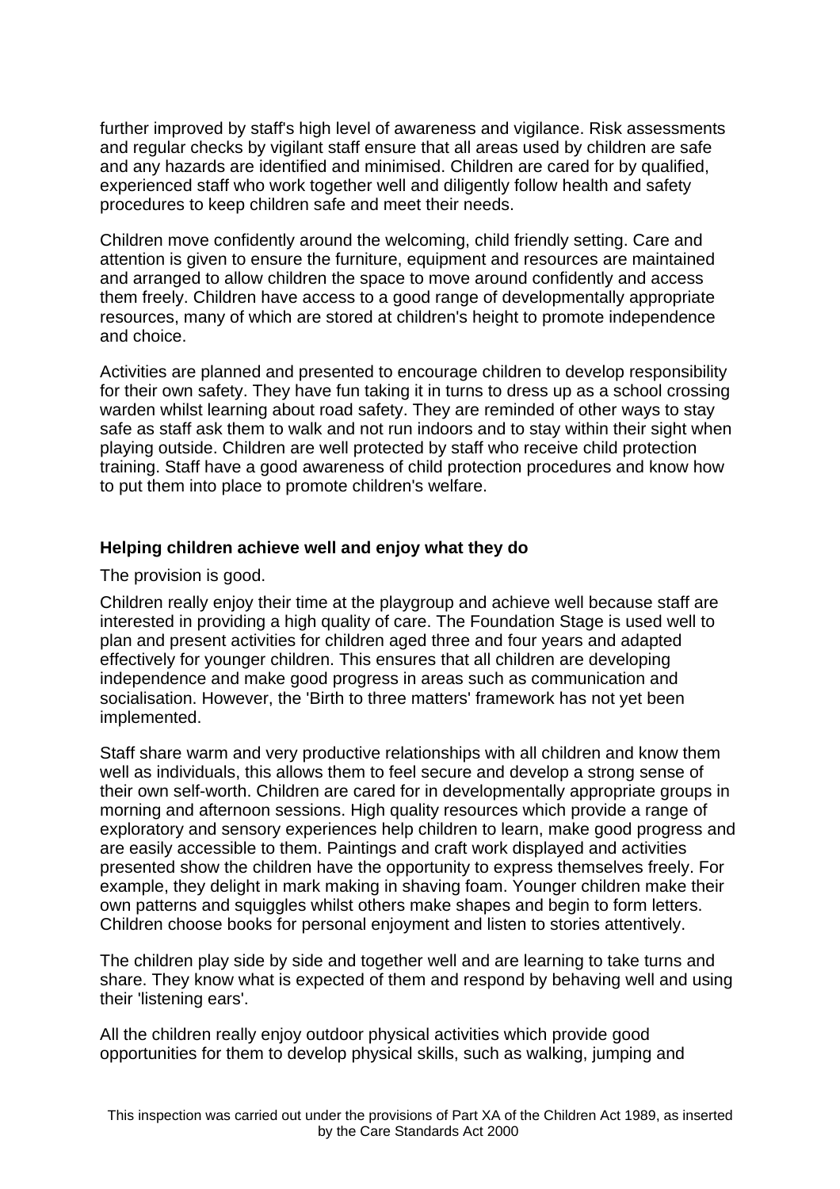further improved by staff's high level of awareness and vigilance. Risk assessments and regular checks by vigilant staff ensure that all areas used by children are safe and any hazards are identified and minimised. Children are cared for by qualified, experienced staff who work together well and diligently follow health and safety procedures to keep children safe and meet their needs.

Children move confidently around the welcoming, child friendly setting. Care and attention is given to ensure the furniture, equipment and resources are maintained and arranged to allow children the space to move around confidently and access them freely. Children have access to a good range of developmentally appropriate resources, many of which are stored at children's height to promote independence and choice.

Activities are planned and presented to encourage children to develop responsibility for their own safety. They have fun taking it in turns to dress up as a school crossing warden whilst learning about road safety. They are reminded of other ways to stay safe as staff ask them to walk and not run indoors and to stay within their sight when playing outside. Children are well protected by staff who receive child protection training. Staff have a good awareness of child protection procedures and know how to put them into place to promote children's welfare.

**Helping children achieve well and enjoy what they do**

The provision is good.

Children really enjoy their time at the playgroup and achieve well because staff are interested in providing a high quality of care. The Foundation Stage is used well to plan and present activities for children aged three and four years and adapted effectively for younger children. This ensures that all children are developing independence and make good progress in areas such as communication and socialisation. However, the 'Birth to three matters' framework has not yet been implemented.

Staff share warm and very productive relationships with all children and know them well as individuals, this allows them to feel secure and develop a strong sense of their own self-worth. Children are cared for in developmentally appropriate groups in morning and afternoon sessions. High quality resources which provide a range of exploratory and sensory experiences help children to learn, make good progress and are easily accessible to them. Paintings and craft work displayed and activities presented show the children have the opportunity to express themselves freely. For example, they delight in mark making in shaving foam. Younger children make their own patterns and squiggles whilst others make shapes and begin to form letters. Children choose books for personal enjoyment and listen to stories attentively.

The children play side by side and together well and are learning to take turns and share. They know what is expected of them and respond by behaving well and using their 'listening ears'.

All the children really enjoy outdoor physical activities which provide good opportunities for them to develop physical skills, such as walking, jumping and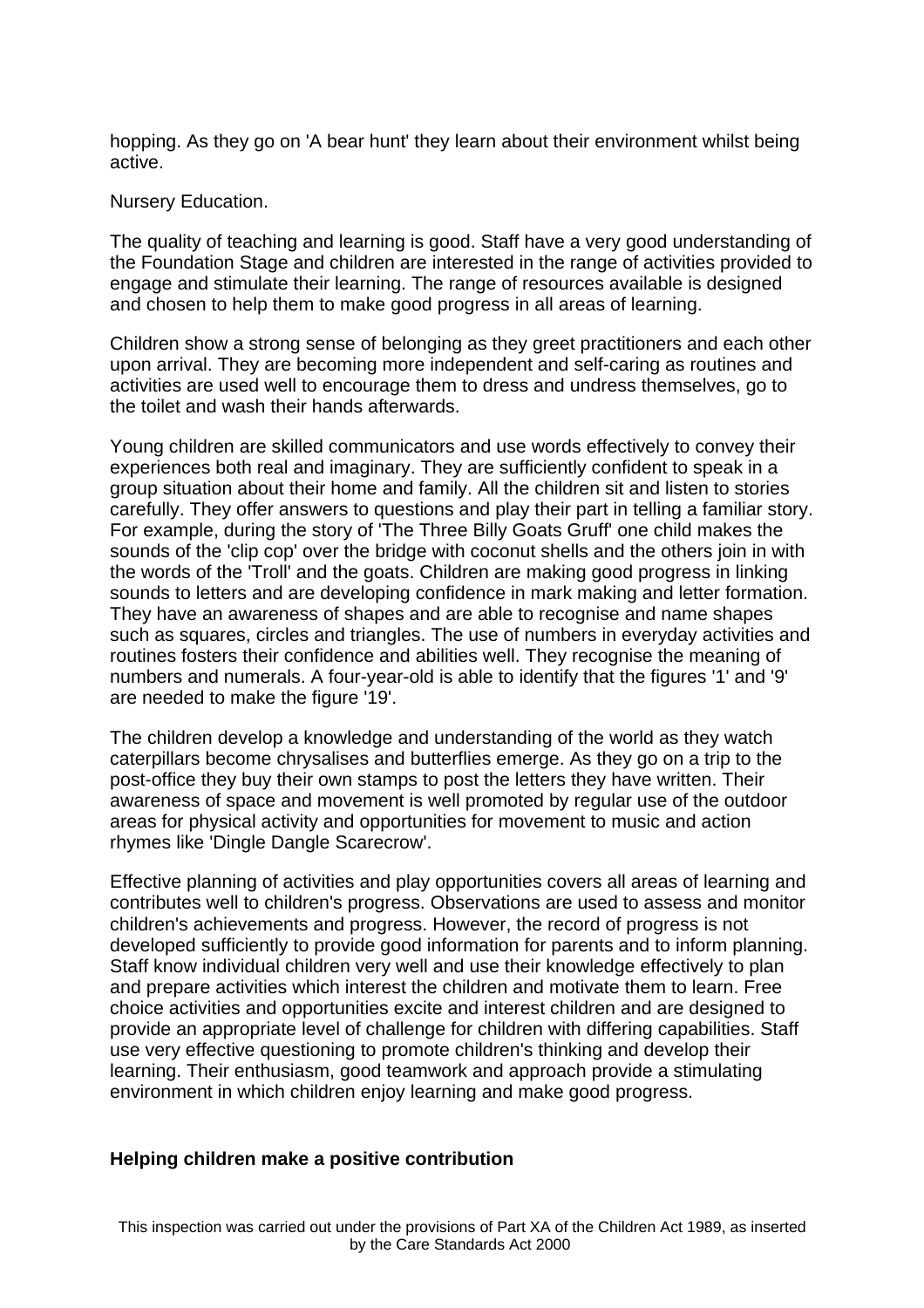hopping. As they go on 'A bear hunt' they learn about their environment whilst being active.

Nursery Education.

The quality of teaching and learning is good. Staff have a very good understanding of the Foundation Stage and children are interested in the range of activities provided to engage and stimulate their learning. The range of resources available is designed and chosen to help them to make good progress in all areas of learning.

Children show a strong sense of belonging as they greet practitioners and each other upon arrival. They are becoming more independent and self-caring as routines and activities are used well to encourage them to dress and undress themselves, go to the toilet and wash their hands afterwards.

Young children are skilled communicators and use words effectively to convey their experiences both real and imaginary. They are sufficiently confident to speak in a group situation about their home and family. All the children sit and listen to stories carefully. They offer answers to questions and play their part in telling a familiar story. For example, during the story of 'The Three Billy Goats Gruff' one child makes the sounds of the 'clip cop' over the bridge with coconut shells and the others join in with the words of the 'Troll' and the goats. Children are making good progress in linking sounds to letters and are developing confidence in mark making and letter formation. They have an awareness of shapes and are able to recognise and name shapes such as squares, circles and triangles. The use of numbers in everyday activities and routines fosters their confidence and abilities well. They recognise the meaning of numbers and numerals. A four-year-old is able to identify that the figures '1' and '9' are needed to make the figure '19'.

The children develop a knowledge and understanding of the world as they watch caterpillars become chrysalises and butterflies emerge. As they go on a trip to the post-office they buy their own stamps to post the letters they have written. Their awareness of space and movement is well promoted by regular use of the outdoor areas for physical activity and opportunities for movement to music and action rhymes like 'Dingle Dangle Scarecrow'.

Effective planning of activities and play opportunities covers all areas of learning and contributes well to children's progress. Observations are used to assess and monitor children's achievements and progress. However, the record of progress is not developed sufficiently to provide good information for parents and to inform planning. Staff know individual children very well and use their knowledge effectively to plan and prepare activities which interest the children and motivate them to learn. Free choice activities and opportunities excite and interest children and are designed to provide an appropriate level of challenge for children with differing capabilities. Staff use very effective questioning to promote children's thinking and develop their learning. Their enthusiasm, good teamwork and approach provide a stimulating environment in which children enjoy learning and make good progress.

**Helping children make a positive contribution**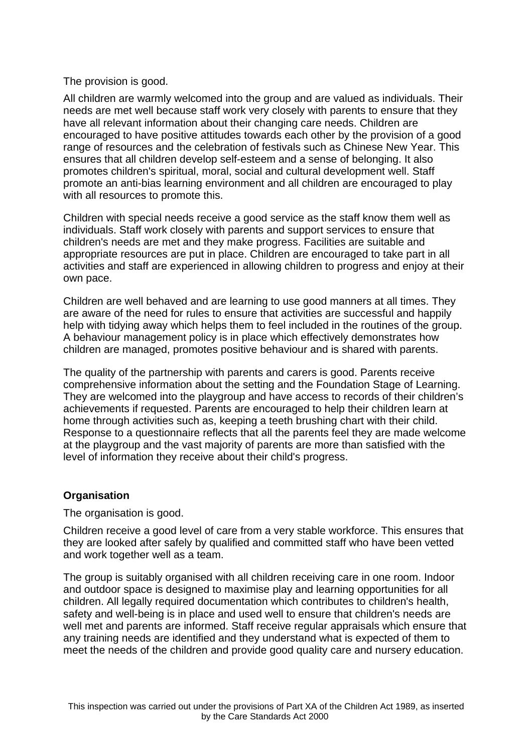The provision is good.

All children are warmly welcomed into the group and are valued as individuals. Their needs are met well because staff work very closely with parents to ensure that they have all relevant information about their changing care needs. Children are encouraged to have positive attitudes towards each other by the provision of a good range of resources and the celebration of festivals such as Chinese New Year. This ensures that all children develop self-esteem and a sense of belonging. It also promotes children's spiritual, moral, social and cultural development well. Staff promote an anti-bias learning environment and all children are encouraged to play with all resources to promote this.

Children with special needs receive a good service as the staff know them well as individuals. Staff work closely with parents and support services to ensure that children's needs are met and they make progress. Facilities are suitable and appropriate resources are put in place. Children are encouraged to take part in all activities and staff are experienced in allowing children to progress and enjoy at their own pace.

Children are well behaved and are learning to use good manners at all times. They are aware of the need for rules to ensure that activities are successful and happily help with tidying away which helps them to feel included in the routines of the group. A behaviour management policy is in place which effectively demonstrates how children are managed, promotes positive behaviour and is shared with parents.

The quality of the partnership with parents and carers is good. Parents receive comprehensive information about the setting and the Foundation Stage of Learning. They are welcomed into the playgroup and have access to records of their children's achievements if requested. Parents are encouraged to help their children learn at home through activities such as, keeping a teeth brushing chart with their child. Response to a questionnaire reflects that all the parents feel they are made welcome at the playgroup and the vast majority of parents are more than satisfied with the level of information they receive about their child's progress.

**Organisation**

The organisation is good.

Children receive a good level of care from a very stable workforce. This ensures that they are looked after safely by qualified and committed staff who have been vetted and work together well as a team.

The group is suitably organised with all children receiving care in one room. Indoor and outdoor space is designed to maximise play and learning opportunities for all children. All legally required documentation which contributes to children's health, safety and well-being is in place and used well to ensure that children's needs are well met and parents are informed. Staff receive regular appraisals which ensure that any training needs are identified and they understand what is expected of them to meet the needs of the children and provide good quality care and nursery education.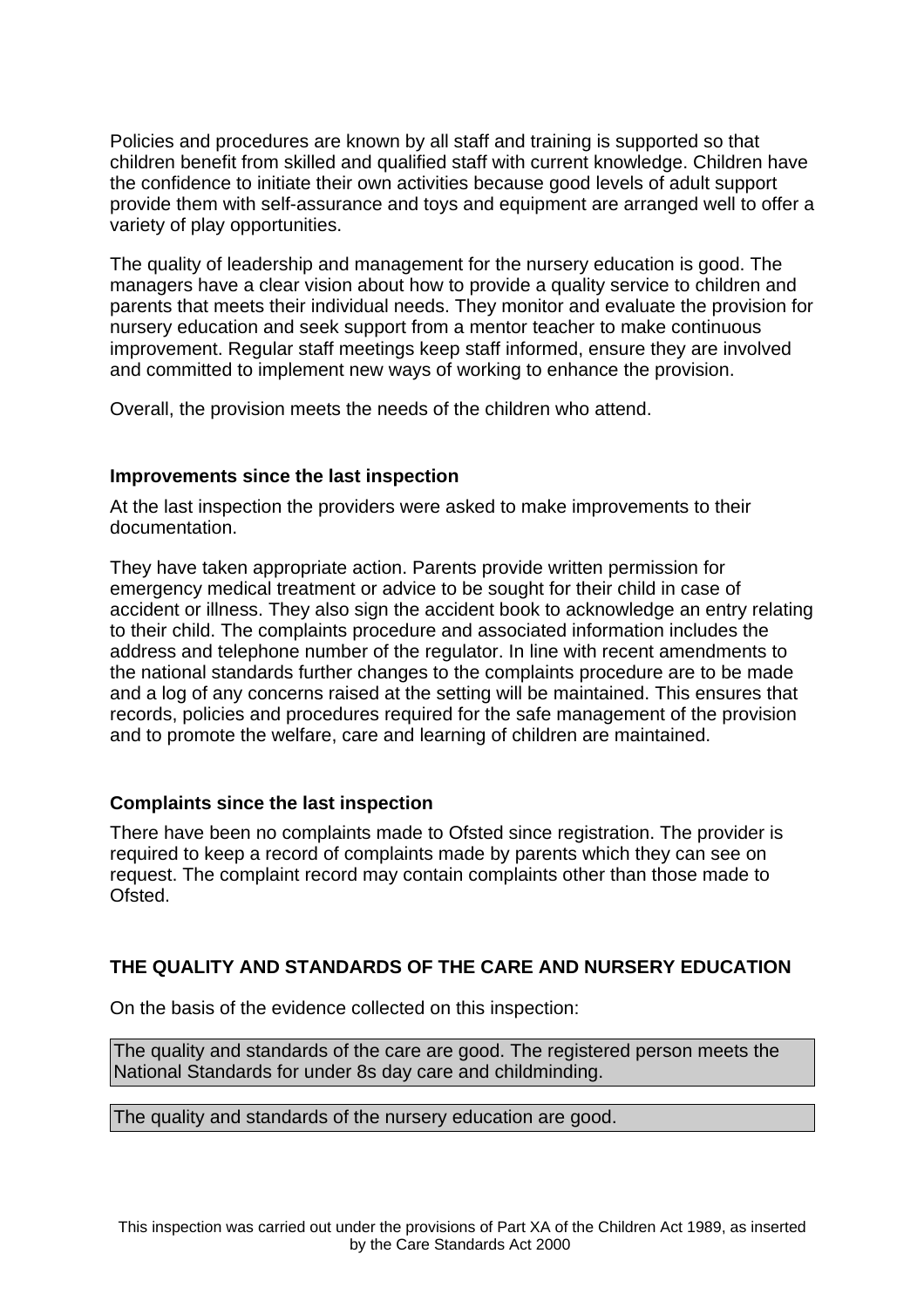Policies and procedures are known by all staff and training is supported so that children benefit from skilled and qualified staff with current knowledge. Children have the confidence to initiate their own activities because good levels of adult support provide them with self-assurance and toys and equipment are arranged well to offer a variety of play opportunities.

The quality of leadership and management for the nursery education is good. The managers have a clear vision about how to provide a quality service to children and parents that meets their individual needs. They monitor and evaluate the provision for nursery education and seek support from a mentor teacher to make continuous improvement. Regular staff meetings keep staff informed, ensure they are involved and committed to implement new ways of working to enhance the provision.

Overall, the provision meets the needs of the children who attend.

**Improvements since the last inspection**

At the last inspection the providers were asked to make improvements to their documentation.

They have taken appropriate action. Parents provide written permission for emergency medical treatment or advice to be sought for their child in case of accident or illness. They also sign the accident book to acknowledge an entry relating to their child. The complaints procedure and associated information includes the address and telephone number of the regulator. In line with recent amendments to the national standards further changes to the complaints procedure are to be made and a log of any concerns raised at the setting will be maintained. This ensures that records, policies and procedures required for the safe management of the provision and to promote the welfare, care and learning of children are maintained.

**Complaints since the last inspection**

There have been no complaints made to Ofsted since registration. The provider is required to keep a record of complaints made by parents which they can see on request. The complaint record may contain complaints other than those made to Ofsted.

**THE QUALITY AND STANDARDS OF THE CARE AND NURSERY EDUCATION**

On the basis of the evidence collected on this inspection:

The quality and standards of the care are good. The registered person meets the National Standards for under 8s day care and childminding.

The quality and standards of the nursery education are good.

This inspection was carried out under the provisions of Part XA of the Children Act 1989, as inserted by the Care Standards Act 2000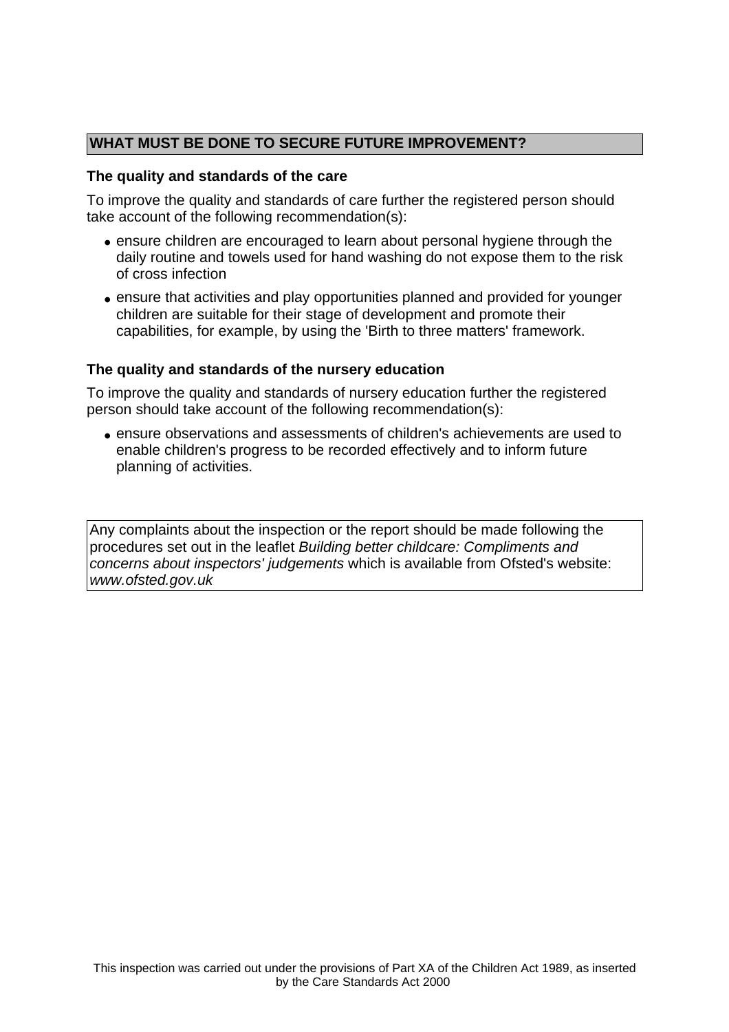## WHAT MUST BE DONE TO SECURE FUTURE IMPROVEMENT?

### The quality and standards of the care

To improve the quality and standards of care further the registered person should take account of the following recommendation(s):

- ensure children are encouraged to learn about personal hygiene through the daily routine and towels used for hand washing do not expose them to the risk of cross infection
- ensure that activities and play opportunities planned and provided for younger children are suitable for their stage of development and promote their capabilities, for example, by using the 'Birth to three matters' framework.

### The quality and standards of the nursery education

To improve the quality and standards of nursery education further the registered person should take account of the following recommendation(s):

- ensure observations and assessments of children's achievements are used to enable children's progress to be recorded effectively and to inform future planning of activities.

Any complaints about the inspection or the report should be made following the procedures set out in the leaflet *Building better childcare: Compliments and concerns about inspectors' judgements* which is available from Ofsted's website: *www.ofsted.gov.uk*

This inspection was carried out under the provisions of Part XA of the Children Act 1989, as inserted by the Care Standards Act 2000